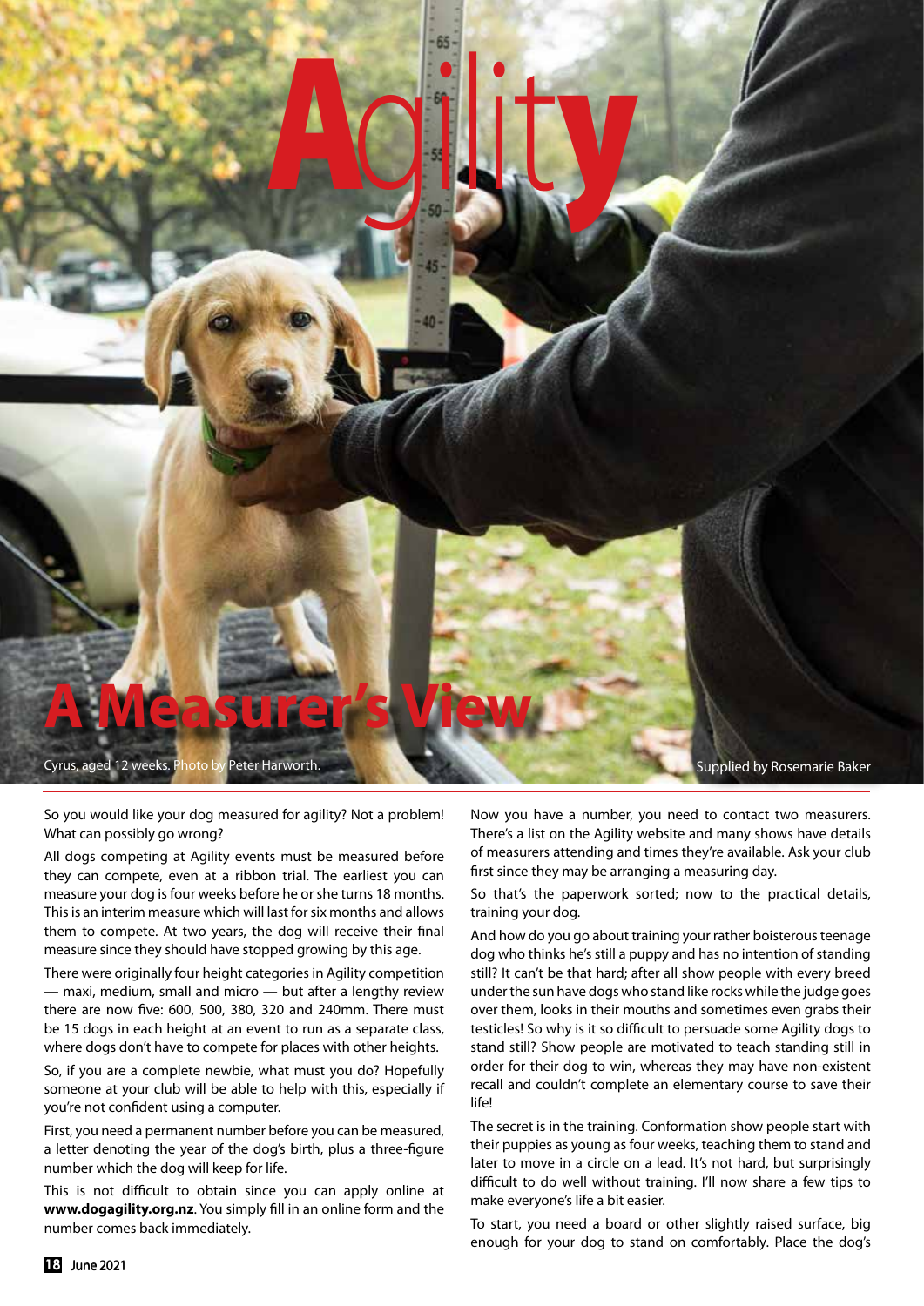# Agility

## A Measurer's View

Cyrus, aged 12 weeks. Photo by Peter Harworth.

Supplied by Rosemarie Baker

So you would like your dog measured for agility? Not a problem! What can possibly go wrong?

All dogs competing at Agility events must be measured before they can compete, even at a ribbon trial. The earliest you can measure your dog is four weeks before he or she turns 18 months. This is an interim measure which will last for six months and allows them to compete. At two years, the dog will receive their final measure since they should have stopped growing by this age.

There were originally four height categories in Agility competition — maxi, medium, small and micro — but after a lengthy review there are now five: 600, 500, 380, 320 and 240mm. There must be 15 dogs in each height at an event to run as a separate class, where dogs don't have to compete for places with other heights.

So, if you are a complete newbie, what must you do? Hopefully someone at your club will be able to help with this, especially if you're not confident using a computer.

First, you need a permanent number before you can be measured, a letter denoting the year of the dog's birth, plus a three-figure number which the dog will keep for life.

This is not difficult to obtain since you can apply online at **www.dogagility.org.nz**. You simply fill in an online form and the number comes back immediately.

Now you have a number, you need to contact two measurers. There's a list on the Agility website and many shows have details of measurers attending and times they're available. Ask your club first since they may be arranging a measuring day.

So that's the paperwork sorted; now to the practical details, training your dog.

And how do you go about training your rather boisterous teenage dog who thinks he's still a puppy and has no intention of standing still? It can't be that hard; after all show people with every breed under the sun have dogs who stand like rocks while the judge goes over them, looks in their mouths and sometimes even grabs their testicles! So why is it so difficult to persuade some Agility dogs to stand still? Show people are motivated to teach standing still in order for their dog to win, whereas they may have non-existent recall and couldn't complete an elementary course to save their life!

The secret is in the training. Conformation show people start with their puppies as young as four weeks, teaching them to stand and later to move in a circle on a lead. It's not hard, but surprisingly difficult to do well without training. I'll now share a few tips to make everyone's life a bit easier.

To start, you need a board or other slightly raised surface, big enough for your dog to stand on comfortably. Place the dog's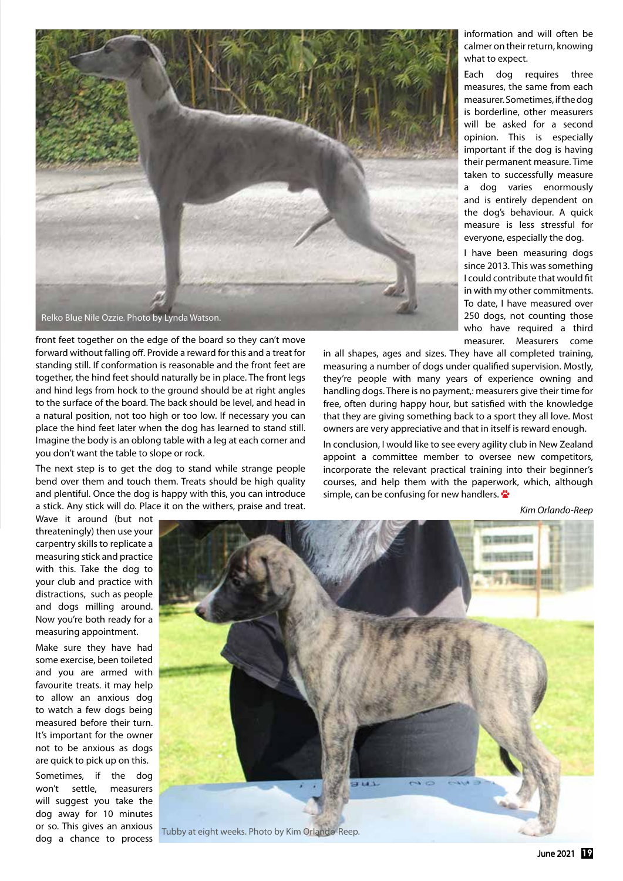Relko Blue Nile Ozzie. Photo by Lynda Watson.

front feet together on the edge of the board so they can't move forward without falling off. Provide a reward for this and a treat for standing still. If conformation is reasonable and the front feet are together, the hind feet should naturally be in place. The front legs and hind legs from hock to the ground should be at right angles to the surface of the board. The back should be level, and head in a natural position, not too high or too low. If necessary you can place the hind feet later when the dog has learned to stand still. Imagine the body is an oblong table with a leg at each corner and you don't want the table to slope or rock.

The next step is to get the dog to stand while strange people bend over them and touch them. Treats should be high quality and plentiful. Once the dog is happy with this, you can introduce a stick. Any stick will do. Place it on the withers, praise and treat. Wave it around (but not threateningly) then use your carpentry skills to replicate a measuring stick and practice with this. Take the dog to your club and practice with distractions, such as people and dogs milling around. Now you're both ready for a measuring appointment.

Make sure they have had some exercise, been toileted and you are armed with favourite treats. it may help to allow an anxious dog to watch a few dogs being measured before their turn. It's important for the owner not to be anxious as dogs are quick to pick up on this.

Sometimes, if the dog won't settle, measurers will suggest you take the dog away for 10 minutes or so. This gives an anxious dog a chance to process information and will often be calmer on their return, knowing what to expect.

Each dog requires three measures, the same from each measurer. Sometimes, if the dog is borderline, other measurers will be asked for a second opinion. This is especially important if the dog is having their permanent measure. Time taken to successfully measure a dog varies enormously and is entirely dependent on the dog's behaviour. A quick measure is less stressful for everyone, especially the dog.

I have been measuring dogs since 2013. This was something I could contribute that would fit in with my other commitments. To date, I have measured over 250 dogs, not counting those who have required a third measurer. Measurers come in all shapes, ages and sizes. They have all completed training, measuring a number of dogs under qualified supervision. Mostly, they're people with many years of experience owning and handling dogs. There is no payment,: measurers give their time for free, often during happy hour, but satisfied with the knowledge that they are giving something back to a sport they all love. Most owners are very appreciative and that in itself is reward enough.

In conclusion, I would like to see every agility club in New Zealand appoint a committee member to oversee new competitors, incorporate the relevant practical training into their beginner's courses, and help them with the paperwork, which, although simple, can be confusing for new handlers.

*Kim Orlando-Reep*

Tubby at eight weeks. Photo by Kim Orlando-Reep.